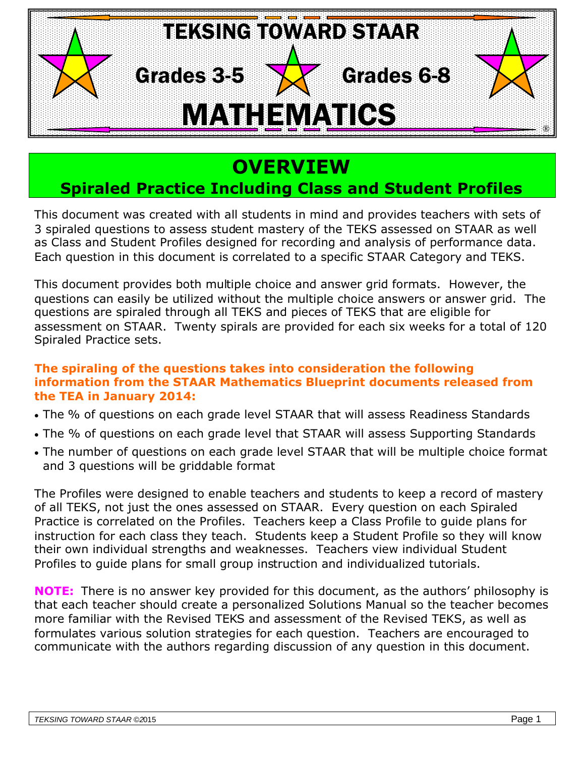# TEKSING TOWARD STAAR

## Grades 3-5 Grades 6-8

# MATHEMATICS

# OVERVIEW

## Spiraled Practice Including Class and Student Profiles

This document was created with all students in mind and provides teachers with sets of 3 spiraled questions to assess student mastery of the TEKS assessed on STAAR as well as Class and Student Profiles designed for recording and analysis of performance data. Each question in this document is correlated to a specific STAAR Category and TEKS.

This document provides both multiple choice and answer grid formats. However, the questions can easily be utilized without the multiple choice answers or answer grid. The questions are spiraled through all TEKS and pieces of TEKS that are eligible for assessment on STAAR. Twenty spirals are provided for each six weeks for a total of 120 Spiraled Practice sets.

**The spiraling of the questions takes into consideration the following information from the STAAR Mathematics Blueprint documents released from the TEA in January 2014:**

- The % of questions on each grade level STAAR that will assess Readiness Standards
- The % of questions on each grade level that STAAR will assess Supporting Standards
- The number of questions on each grade level STAAR that will be multiple choice format and 3 questions will be griddable format

The Profiles were designed to enable teachers and students to keep a record of mastery of all TEKS, not just the ones assessed on STAAR. Every question on each Spiraled Practice is correlated on the Profiles. Teachers keep a Class Profile to guide plans for instruction for each class they teach. Students keep a Student Profile so they will know their own individual strengths and weaknesses. Teachers view individual Student Profiles to guide plans for small group instruction and individualized tutorials.

**NOTE:** There is no answer key provided for this document, as the authors' philosophy is that each teacher should create a personalized Solutions Manual so the teacher becomes more familiar with the Revised TEKS and assessment of the Revised TEKS, as well as formulates various solution strategies for each question. Teachers are encouraged to communicate with the authors regarding discussion of any question in this document.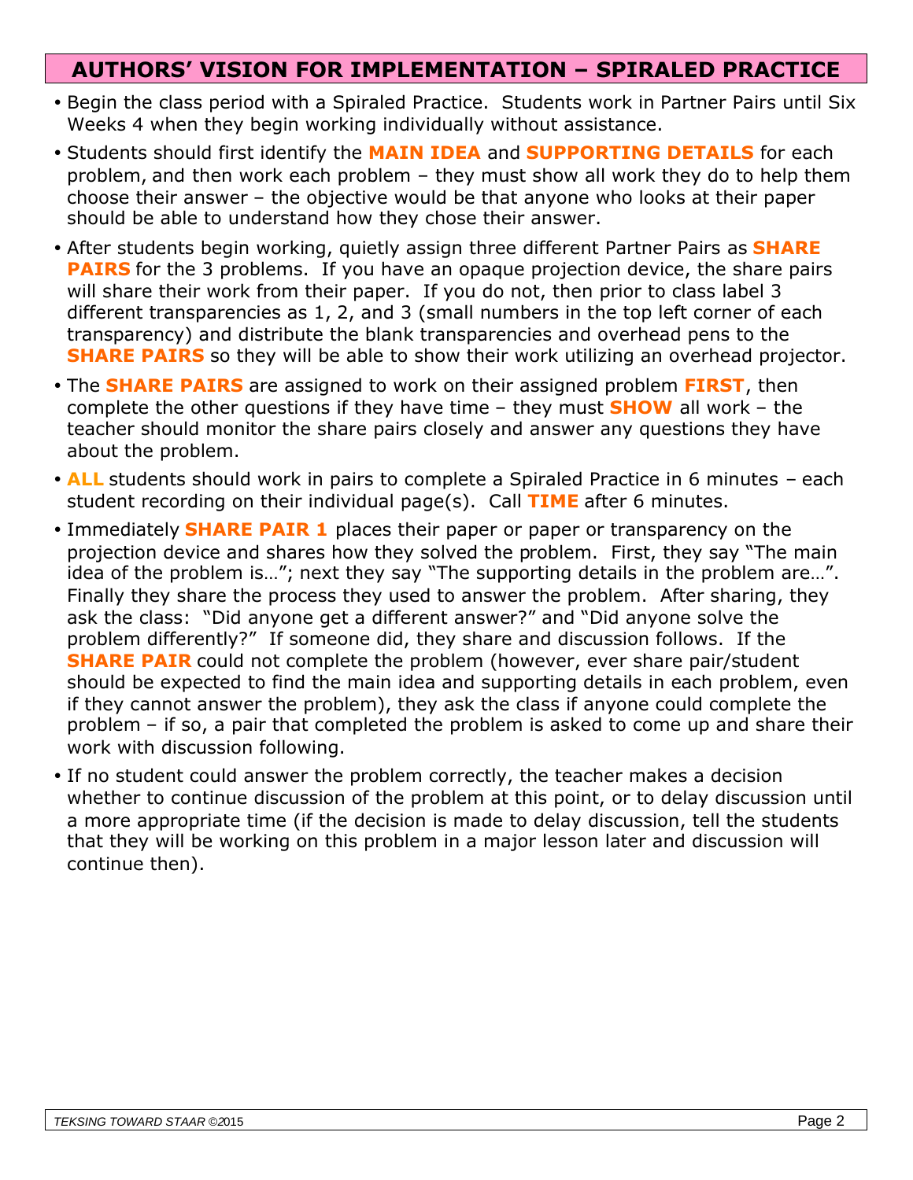## AUTHORS' VISION FOR IMPLEMENTATION – SPIRALED PRACTICE

- Begin the class period with a Spiraled Practice. Students work in Partner Pairs until Six Weeks 4 when they begin working individually without assistance.
- Students should first identify the **MAIN IDEA** and **SUPPORTING DETAILS** for each problem, and then work each problem – they must show all work they do to help them choose their answer – the objective would be that anyone who looks at their paper should be able to understand how they chose their answer.
- After students begin working, quietly assign three different Partner Pairs as **SHARE PAIRS** for the 3 problems. If you have an opaque projection device, the share pairs will share their work from their paper. If you do not, then prior to class label 3 different transparencies as 1, 2, and 3 (small numbers in the top left corner of each transparency) and distribute the blank transparencies and overhead pens to the **SHARE PAIRS** so they will be able to show their work utilizing an overhead projector.
- The **SHARE PAIRS** are assigned to work on their assigned problem **FIRST**, then complete the other questions if they have time – they must **SHOW** all work – the teacher should monitor the share pairs closely and answer any questions they have about the problem.
- **ALL** students should work in pairs to complete a Spiraled Practice in 6 minutes – each student recording on their individual page(s). Call **TIME** after 6 minutes.
- Immediately **SHARE PAIR 1** places their paper or paper or transparency on the projection device and shares how they solved the problem. First, they say "The main idea of the problem is…"; next they say "The supporting details in the problem are…". Finally they share the process they used to answer the problem. After sharing, they ask the class: "Did anyone get a different answer?" and "Did anyone solve the problem differently?" If someone did, they share and discussion follows. If the **SHARE PAIR** could not complete the problem (however, ever share pair/student should be expected to find the main idea and supporting details in each problem, even if they cannot answer the problem), they ask the class if anyone could complete the problem – if so, a pair that completed the problem is asked to come up and share their work with discussion following.
- If no student could answer the problem correctly, the teacher makes a decision whether to continue discussion of the problem at this point, or to delay discussion until a more appropriate time (if the decision is made to delay discussion, tell the students that they will be working on this problem in a major lesson later and discussion will continue then).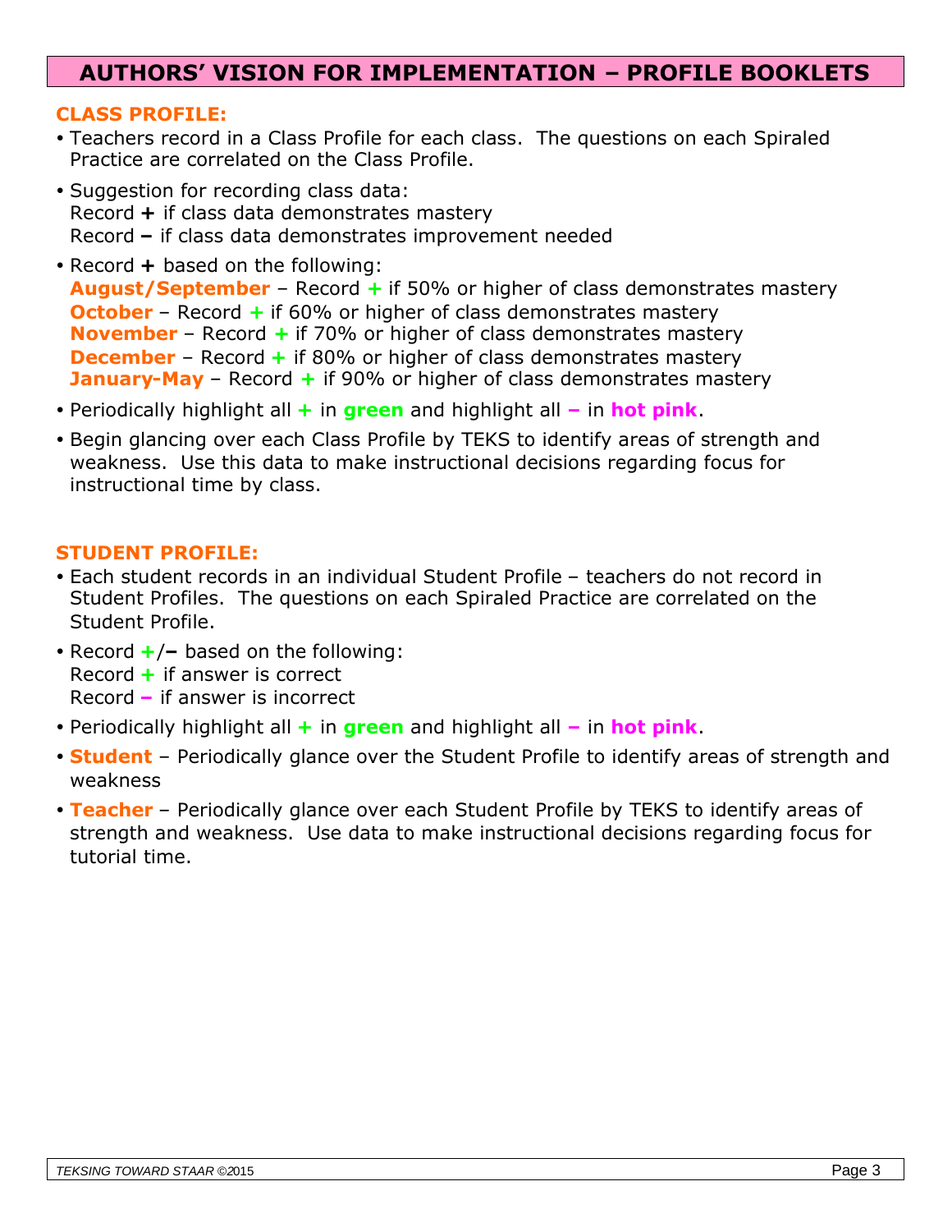# AUTHORS' VISION FOR IMPLEMENTATION – PROFILE BOOKLETS

## CLASS PROFILE:

- Teachers record in a Class Profile for each class. The questions on each Spiraled Practice are correlated on the Class Profile.
- Suggestion for recording class data:
  Record **+** if class data demonstrates mastery
  Record **–** if class data demonstrates improvement needed
- Record **+** based on the following:
  **August/September** – Record **+** if 50% or higher of class demonstrates mastery
  **October** – Record **+** if 60% or higher of class demonstrates mastery
  **November** – Record **+** if 70% or higher of class demonstrates mastery
  **December** – Record **+** if 80% or higher of class demonstrates mastery
  **January-May** – Record **+** if 90% or higher of class demonstrates mastery
- Periodically highlight all **+** in **green** and highlight all **–** in **hot pink**.
- Begin glancing over each Class Profile by TEKS to identify areas of strength and weakness. Use this data to make instructional decisions regarding focus for instructional time by class.

## STUDENT PROFILE:

- Each student records in an individual Student Profile – teachers do not record in Student Profiles. The questions on each Spiraled Practice are correlated on the Student Profile.
- Record **+**/**–** based on the following:
  Record **+** if answer is correct
  Record **–** if answer is incorrect
- Periodically highlight all **+** in **green** and highlight all **–** in **hot pink**.
- **Student** – Periodically glance over the Student Profile to identify areas of strength and weakness
- **Teacher** – Periodically glance over each Student Profile by TEKS to identify areas of strength and weakness. Use data to make instructional decisions regarding focus for tutorial time.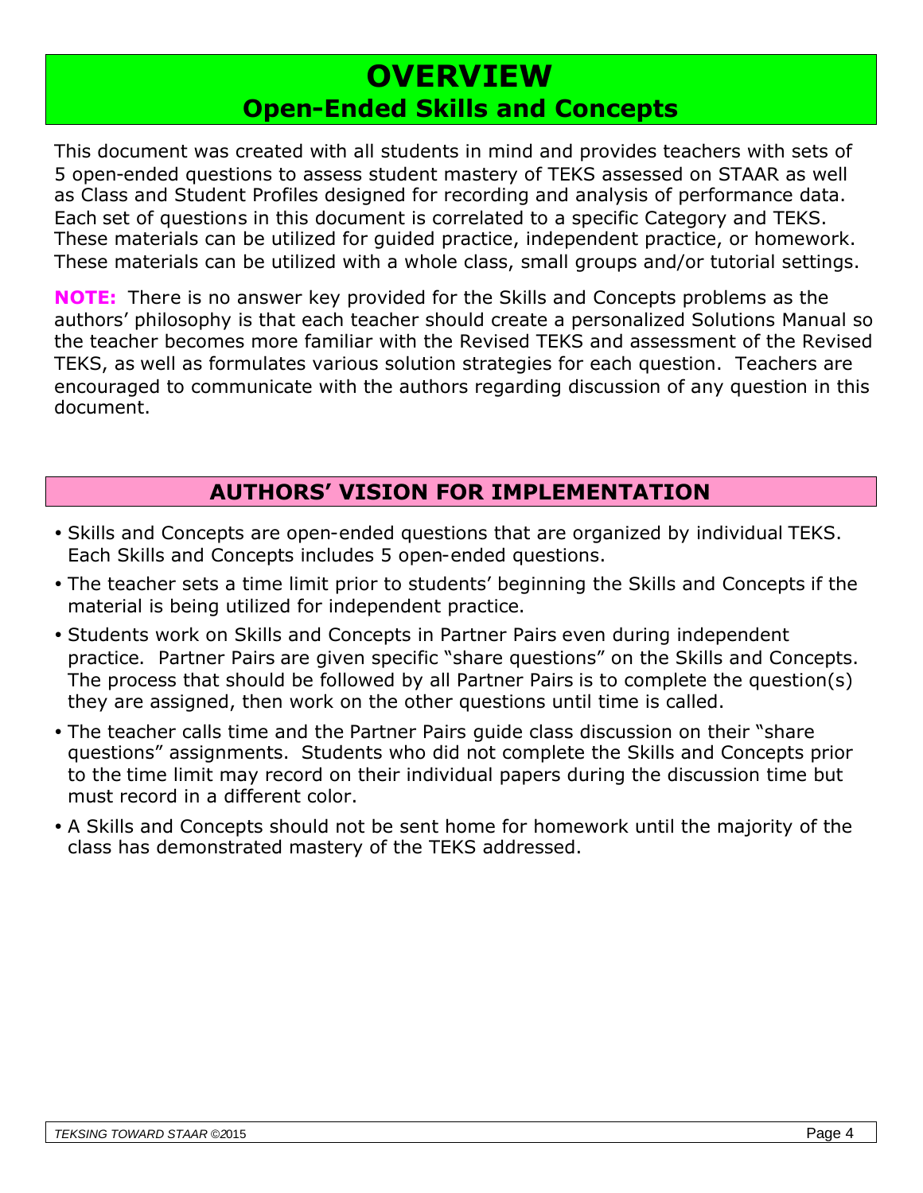# OVERVIEW
## Open-Ended Skills and Concepts

This document was created with all students in mind and provides teachers with sets of 5 open-ended questions to assess student mastery of TEKS assessed on STAAR as well as Class and Student Profiles designed for recording and analysis of performance data. Each set of questions in this document is correlated to a specific Category and TEKS. These materials can be utilized for guided practice, independent practice, or homework. These materials can be utilized with a whole class, small groups and/or tutorial settings.

**NOTE:** There is no answer key provided for the Skills and Concepts problems as the authors' philosophy is that each teacher should create a personalized Solutions Manual so the teacher becomes more familiar with the Revised TEKS and assessment of the Revised TEKS, as well as formulates various solution strategies for each question. Teachers are encouraged to communicate with the authors regarding discussion of any question in this document.

## AUTHORS' VISION FOR IMPLEMENTATION

- Skills and Concepts are open-ended questions that are organized by individual TEKS. Each Skills and Concepts includes 5 open-ended questions.
- The teacher sets a time limit prior to students' beginning the Skills and Concepts if the material is being utilized for independent practice.
- Students work on Skills and Concepts in Partner Pairs even during independent practice. Partner Pairs are given specific "share questions" on the Skills and Concepts. The process that should be followed by all Partner Pairs is to complete the question(s) they are assigned, then work on the other questions until time is called.
- The teacher calls time and the Partner Pairs guide class discussion on their "share questions" assignments. Students who did not complete the Skills and Concepts prior to the time limit may record on their individual papers during the discussion time but must record in a different color.
- A Skills and Concepts should not be sent home for homework until the majority of the class has demonstrated mastery of the TEKS addressed.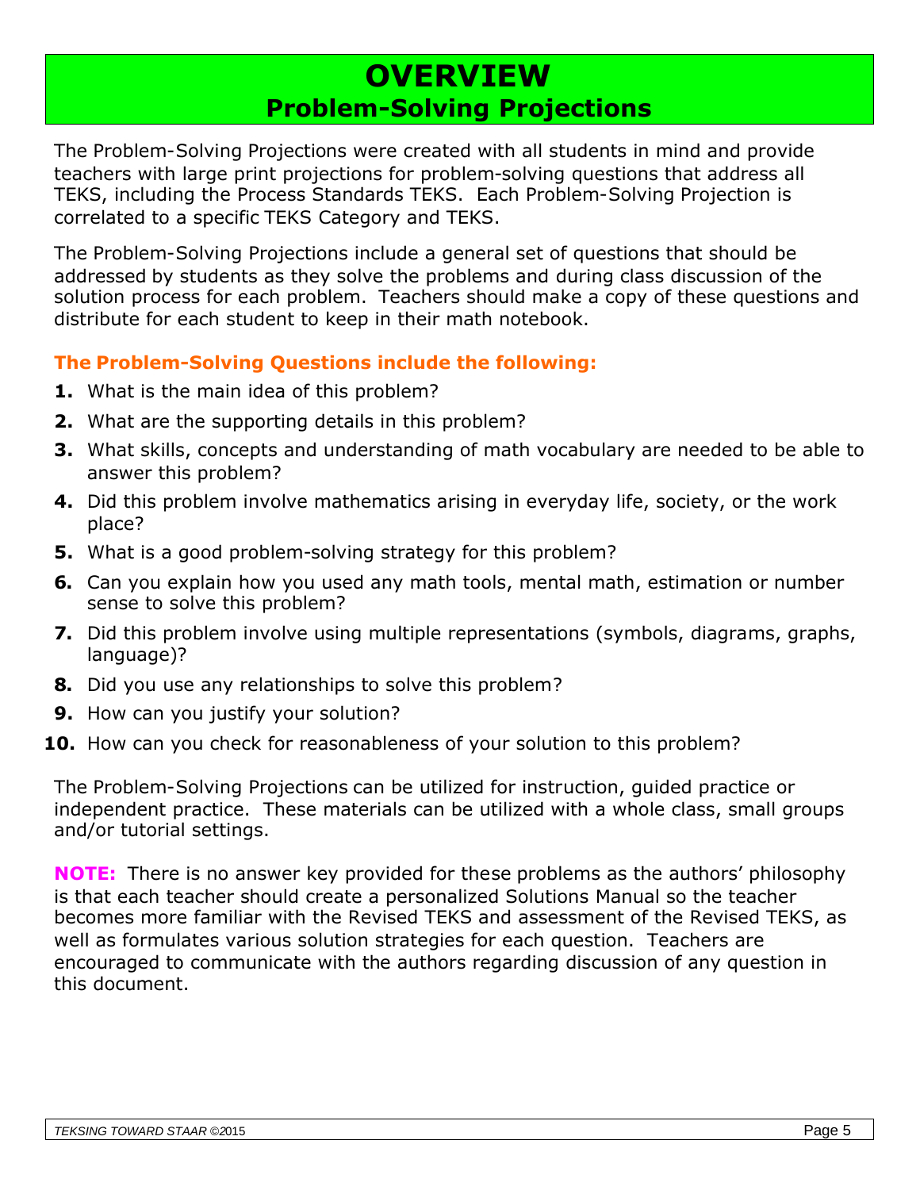# OVERVIEW
## Problem-Solving Projections

The Problem-Solving Projections were created with all students in mind and provide teachers with large print projections for problem-solving questions that address all TEKS, including the Process Standards TEKS. Each Problem-Solving Projection is correlated to a specific TEKS Category and TEKS.

The Problem-Solving Projections include a general set of questions that should be addressed by students as they solve the problems and during class discussion of the solution process for each problem. Teachers should make a copy of these questions and distribute for each student to keep in their math notebook.

### The Problem-Solving Questions include the following:

1. What is the main idea of this problem?
2. What are the supporting details in this problem?
3. What skills, concepts and understanding of math vocabulary are needed to be able to answer this problem?
4. Did this problem involve mathematics arising in everyday life, society, or the work place?
5. What is a good problem-solving strategy for this problem?
6. Can you explain how you used any math tools, mental math, estimation or number sense to solve this problem?
7. Did this problem involve using multiple representations (symbols, diagrams, graphs, language)?
8. Did you use any relationships to solve this problem?
9. How can you justify your solution?
10. How can you check for reasonableness of your solution to this problem?

The Problem-Solving Projections can be utilized for instruction, guided practice or independent practice. These materials can be utilized with a whole class, small groups and/or tutorial settings.

**NOTE:** There is no answer key provided for these problems as the authors' philosophy is that each teacher should create a personalized Solutions Manual so the teacher becomes more familiar with the Revised TEKS and assessment of the Revised TEKS, as well as formulates various solution strategies for each question. Teachers are encouraged to communicate with the authors regarding discussion of any question in this document.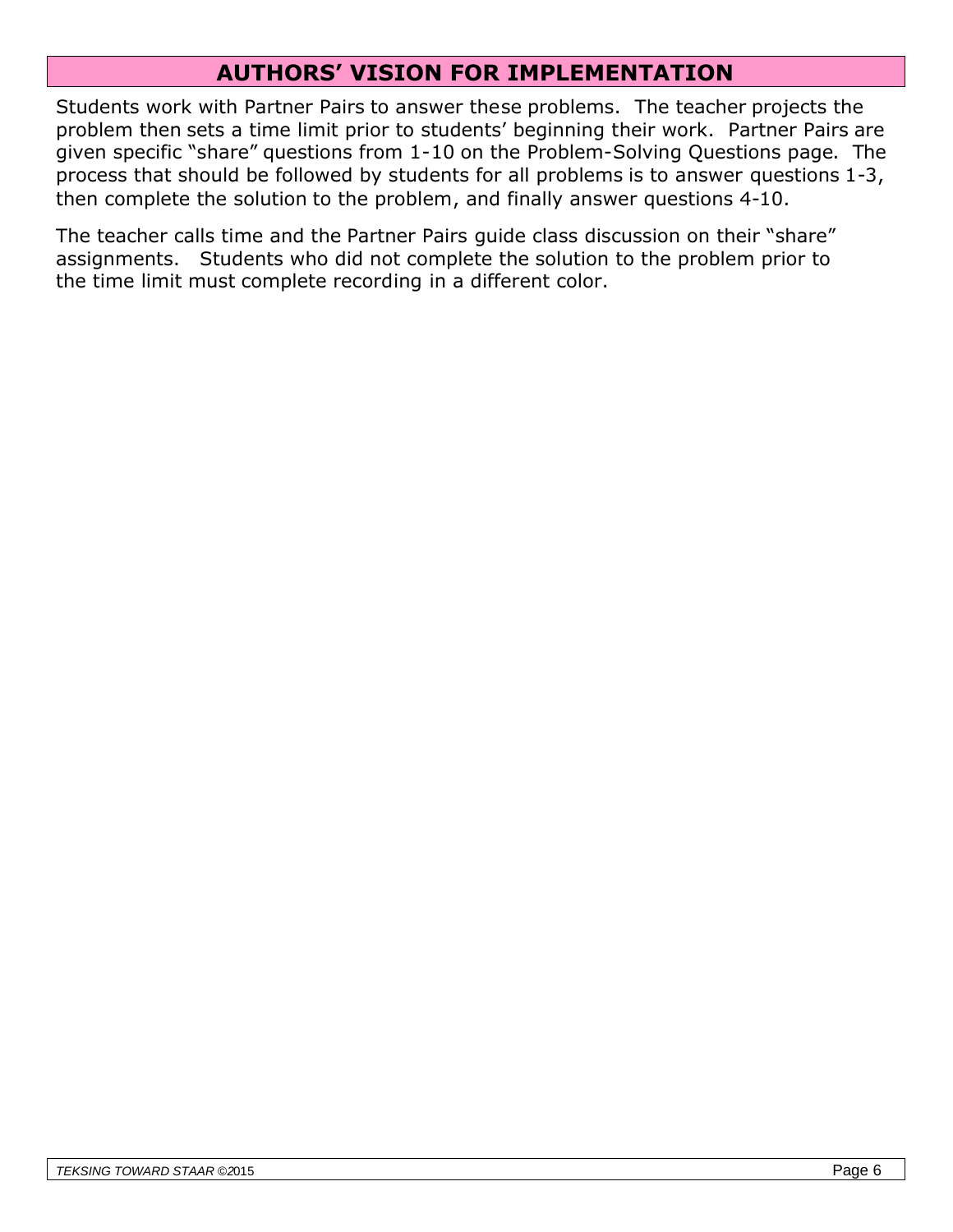# AUTHORS' VISION FOR IMPLEMENTATION

Students work with Partner Pairs to answer these problems. The teacher projects the problem then sets a time limit prior to students' beginning their work. Partner Pairs are given specific "share" questions from 1-10 on the Problem-Solving Questions page. The process that should be followed by students for all problems is to answer questions 1-3, then complete the solution to the problem, and finally answer questions 4-10.

The teacher calls time and the Partner Pairs guide class discussion on their "share" assignments. Students who did not complete the solution to the problem prior to the time limit must complete recording in a different color.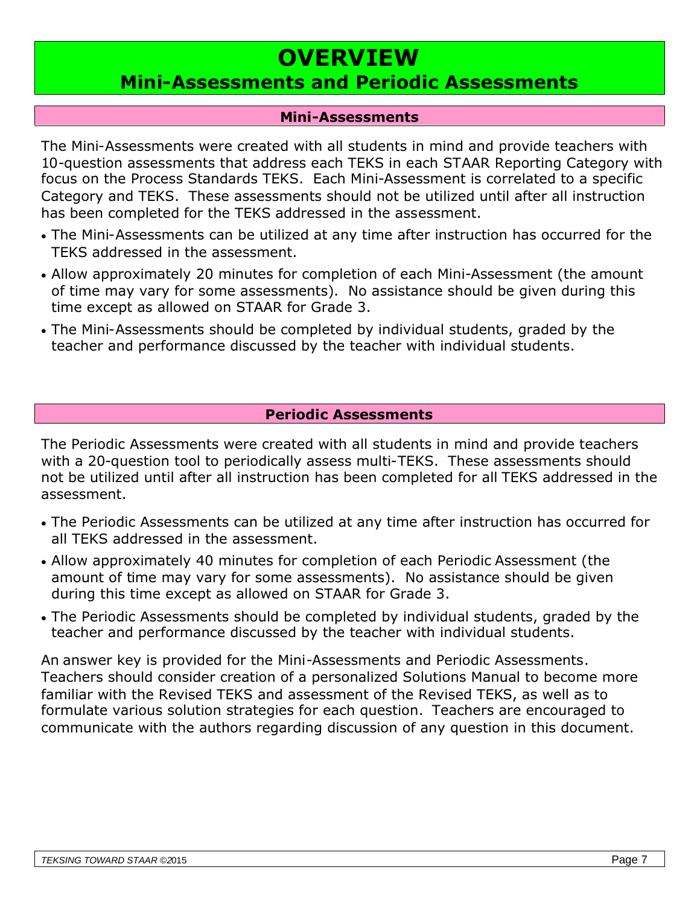# OVERVIEW
## Mini-Assessments and Periodic Assessments

### Mini-Assessments

The Mini-Assessments were created with all students in mind and provide teachers with 10-question assessments that address each TEKS in each STAAR Reporting Category with focus on the Process Standards TEKS. Each Mini-Assessment is correlated to a specific Category and TEKS. These assessments should not be utilized until after all instruction has been completed for the TEKS addressed in the assessment.

- The Mini-Assessments can be utilized at any time after instruction has occurred for the TEKS addressed in the assessment.
- Allow approximately 20 minutes for completion of each Mini-Assessment (the amount of time may vary for some assessments). No assistance should be given during this time except as allowed on STAAR for Grade 3.
- The Mini-Assessments should be completed by individual students, graded by the teacher and performance discussed by the teacher with individual students.

### Periodic Assessments

The Periodic Assessments were created with all students in mind and provide teachers with a 20-question tool to periodically assess multi-TEKS. These assessments should not be utilized until after all instruction has been completed for all TEKS addressed in the assessment.

- The Periodic Assessments can be utilized at any time after instruction has occurred for all TEKS addressed in the assessment.
- Allow approximately 40 minutes for completion of each Periodic Assessment (the amount of time may vary for some assessments). No assistance should be given during this time except as allowed on STAAR for Grade 3.
- The Periodic Assessments should be completed by individual students, graded by the teacher and performance discussed by the teacher with individual students.

An answer key is provided for the Mini-Assessments and Periodic Assessments. Teachers should consider creation of a personalized Solutions Manual to become more familiar with the Revised TEKS and assessment of the Revised TEKS, as well as to formulate various solution strategies for each question. Teachers are encouraged to communicate with the authors regarding discussion of any question in this document.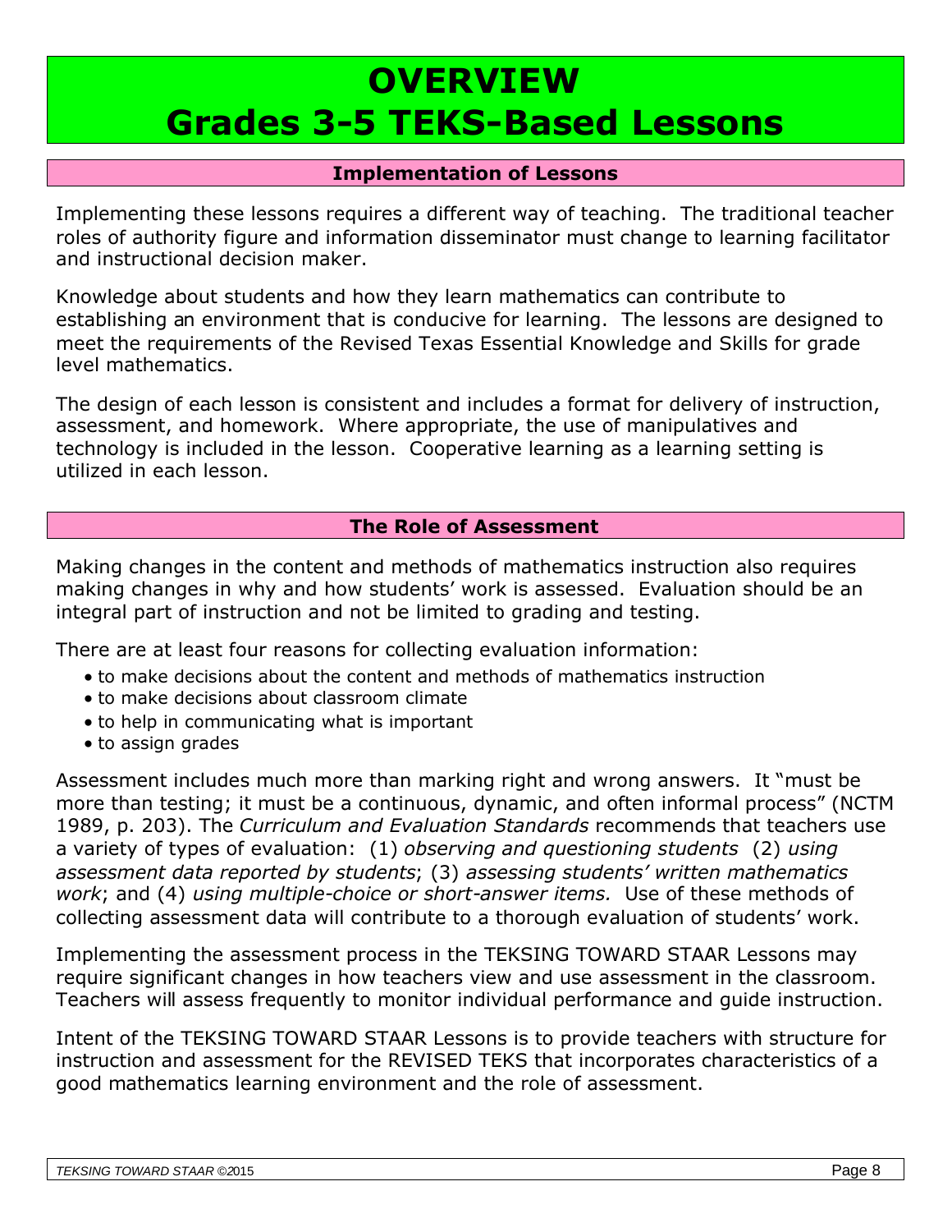# OVERVIEW
# Grades 3-5 TEKS-Based Lessons

## Implementation of Lessons

Implementing these lessons requires a different way of teaching. The traditional teacher roles of authority figure and information disseminator must change to learning facilitator and instructional decision maker.

Knowledge about students and how they learn mathematics can contribute to establishing an environment that is conducive for learning. The lessons are designed to meet the requirements of the Revised Texas Essential Knowledge and Skills for grade level mathematics.

The design of each lesson is consistent and includes a format for delivery of instruction, assessment, and homework. Where appropriate, the use of manipulatives and technology is included in the lesson. Cooperative learning as a learning setting is utilized in each lesson.

## The Role of Assessment

Making changes in the content and methods of mathematics instruction also requires making changes in why and how students' work is assessed. Evaluation should be an integral part of instruction and not be limited to grading and testing.

There are at least four reasons for collecting evaluation information:

- to make decisions about the content and methods of mathematics instruction
- to make decisions about classroom climate
- to help in communicating what is important
- to assign grades

Assessment includes much more than marking right and wrong answers. It "must be more than testing; it must be a continuous, dynamic, and often informal process" (NCTM 1989, p. 203). The *Curriculum and Evaluation Standards* recommends that teachers use a variety of types of evaluation: (1) *observing and questioning students* (2) *using assessment data reported by students*; (3) *assessing students' written mathematics work*; and (4) *using multiple-choice or short-answer items.* Use of these methods of collecting assessment data will contribute to a thorough evaluation of students' work.

Implementing the assessment process in the TEKSING TOWARD STAAR Lessons may require significant changes in how teachers view and use assessment in the classroom. Teachers will assess frequently to monitor individual performance and guide instruction.

Intent of the TEKSING TOWARD STAAR Lessons is to provide teachers with structure for instruction and assessment for the REVISED TEKS that incorporates characteristics of a good mathematics learning environment and the role of assessment.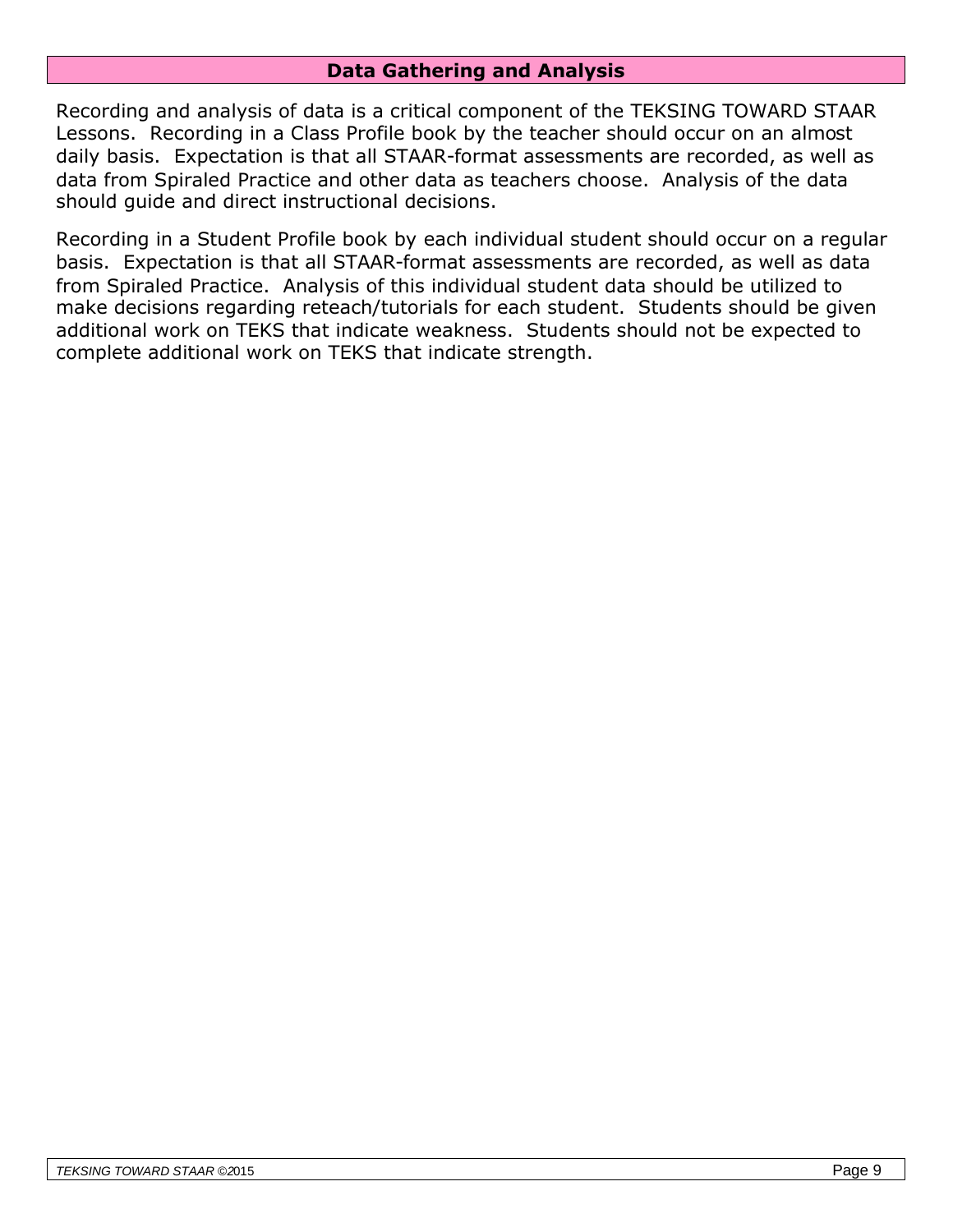## Data Gathering and Analysis

Recording and analysis of data is a critical component of the TEKSING TOWARD STAAR Lessons. Recording in a Class Profile book by the teacher should occur on an almost daily basis. Expectation is that all STAAR-format assessments are recorded, as well as data from Spiraled Practice and other data as teachers choose. Analysis of the data should guide and direct instructional decisions.

Recording in a Student Profile book by each individual student should occur on a regular basis. Expectation is that all STAAR-format assessments are recorded, as well as data from Spiraled Practice. Analysis of this individual student data should be utilized to make decisions regarding reteach/tutorials for each student. Students should be given additional work on TEKS that indicate weakness. Students should not be expected to complete additional work on TEKS that indicate strength.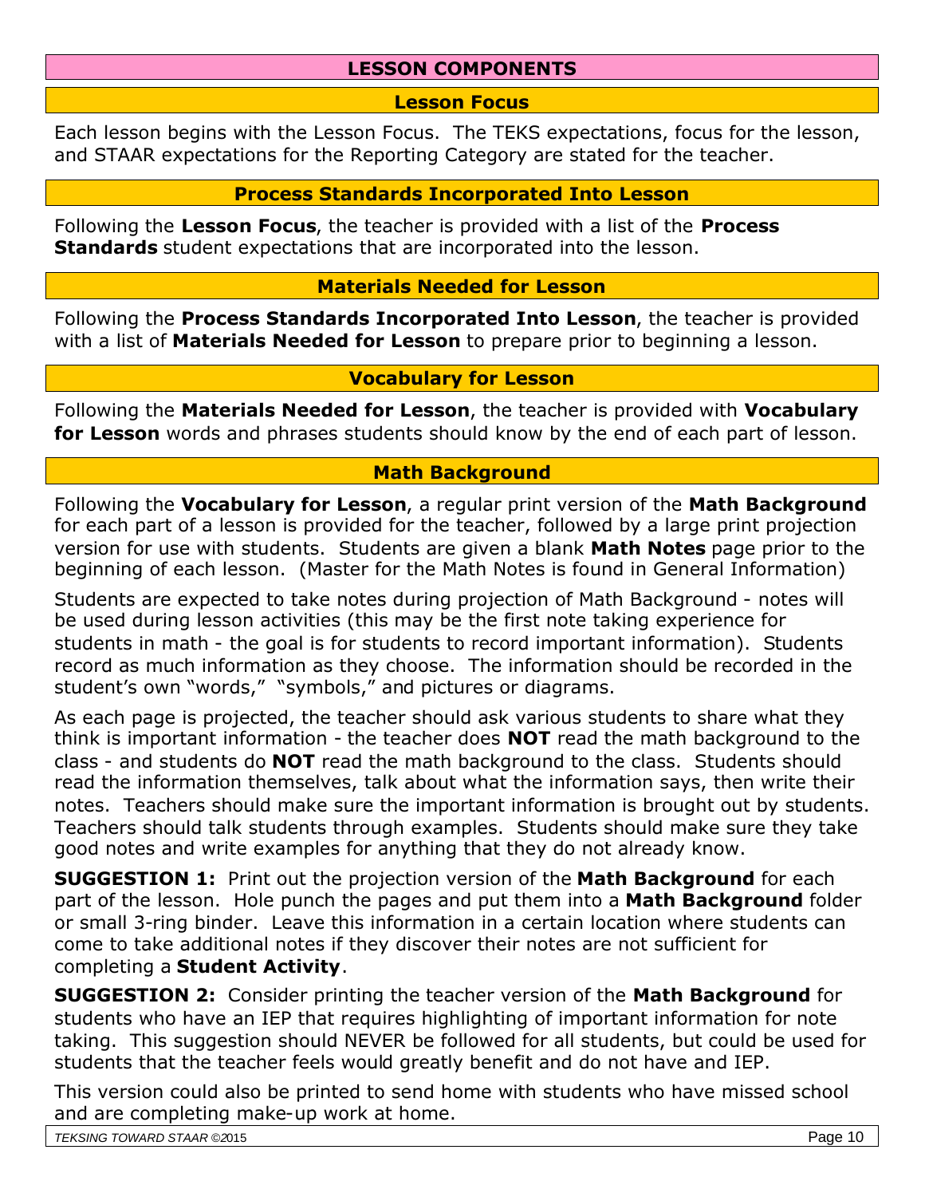# LESSON COMPONENTS

## Lesson Focus

Each lesson begins with the Lesson Focus. The TEKS expectations, focus for the lesson, and STAAR expectations for the Reporting Category are stated for the teacher.

## Process Standards Incorporated Into Lesson

Following the **Lesson Focus**, the teacher is provided with a list of the **Process Standards** student expectations that are incorporated into the lesson.

## Materials Needed for Lesson

Following the **Process Standards Incorporated Into Lesson**, the teacher is provided with a list of **Materials Needed for Lesson** to prepare prior to beginning a lesson.

## Vocabulary for Lesson

Following the **Materials Needed for Lesson**, the teacher is provided with **Vocabulary for Lesson** words and phrases students should know by the end of each part of lesson.

## Math Background

Following the **Vocabulary for Lesson**, a regular print version of the **Math Background** for each part of a lesson is provided for the teacher, followed by a large print projection version for use with students. Students are given a blank **Math Notes** page prior to the beginning of each lesson. (Master for the Math Notes is found in General Information)

Students are expected to take notes during projection of Math Background - notes will be used during lesson activities (this may be the first note taking experience for students in math - the goal is for students to record important information). Students record as much information as they choose. The information should be recorded in the student's own "words," "symbols," and pictures or diagrams.

As each page is projected, the teacher should ask various students to share what they think is important information - the teacher does **NOT** read the math background to the class - and students do **NOT** read the math background to the class. Students should read the information themselves, talk about what the information says, then write their notes. Teachers should make sure the important information is brought out by students. Teachers should talk students through examples. Students should make sure they take good notes and write examples for anything that they do not already know.

**SUGGESTION 1:** Print out the projection version of the **Math Background** for each part of the lesson. Hole punch the pages and put them into a **Math Background** folder or small 3-ring binder. Leave this information in a certain location where students can come to take additional notes if they discover their notes are not sufficient for completing a **Student Activity**.

**SUGGESTION 2:** Consider printing the teacher version of the **Math Background** for students who have an IEP that requires highlighting of important information for note taking. This suggestion should NEVER be followed for all students, but could be used for students that the teacher feels would greatly benefit and do not have and IEP.

This version could also be printed to send home with students who have missed school and are completing make-up work at home.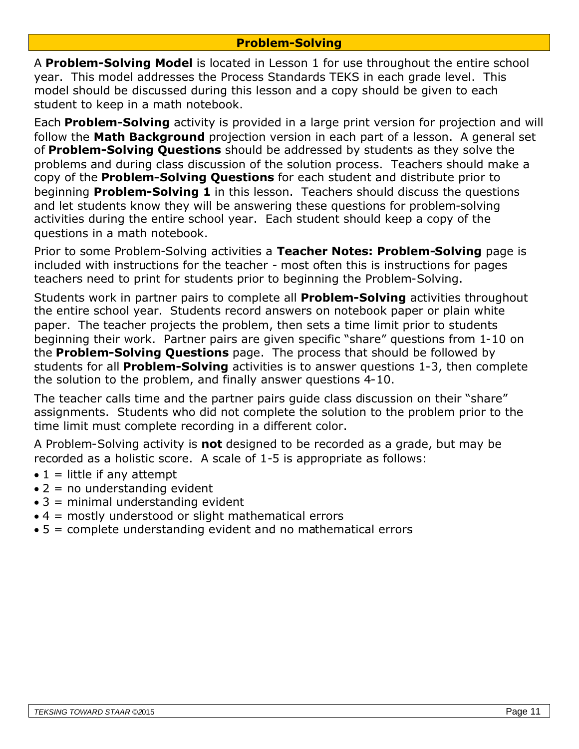## Problem-Solving

A **Problem-Solving Model** is located in Lesson 1 for use throughout the entire school year. This model addresses the Process Standards TEKS in each grade level. This model should be discussed during this lesson and a copy should be given to each student to keep in a math notebook.

Each **Problem-Solving** activity is provided in a large print version for projection and will follow the **Math Background** projection version in each part of a lesson. A general set of **Problem-Solving Questions** should be addressed by students as they solve the problems and during class discussion of the solution process. Teachers should make a copy of the **Problem-Solving Questions** for each student and distribute prior to beginning **Problem-Solving 1** in this lesson. Teachers should discuss the questions and let students know they will be answering these questions for problem-solving activities during the entire school year. Each student should keep a copy of the questions in a math notebook.

Prior to some Problem-Solving activities a **Teacher Notes: Problem-Solving** page is included with instructions for the teacher - most often this is instructions for pages teachers need to print for students prior to beginning the Problem-Solving.

Students work in partner pairs to complete all **Problem-Solving** activities throughout the entire school year. Students record answers on notebook paper or plain white paper. The teacher projects the problem, then sets a time limit prior to students beginning their work. Partner pairs are given specific "share" questions from 1-10 on the **Problem-Solving Questions** page. The process that should be followed by students for all **Problem-Solving** activities is to answer questions 1-3, then complete the solution to the problem, and finally answer questions 4-10.

The teacher calls time and the partner pairs guide class discussion on their "share" assignments. Students who did not complete the solution to the problem prior to the time limit must complete recording in a different color.

A Problem-Solving activity is **not** designed to be recorded as a grade, but may be recorded as a holistic score. A scale of 1-5 is appropriate as follows:

- 1 = little if any attempt
- 2 = no understanding evident
- 3 = minimal understanding evident
- 4 = mostly understood or slight mathematical errors
- 5 = complete understanding evident and no mathematical errors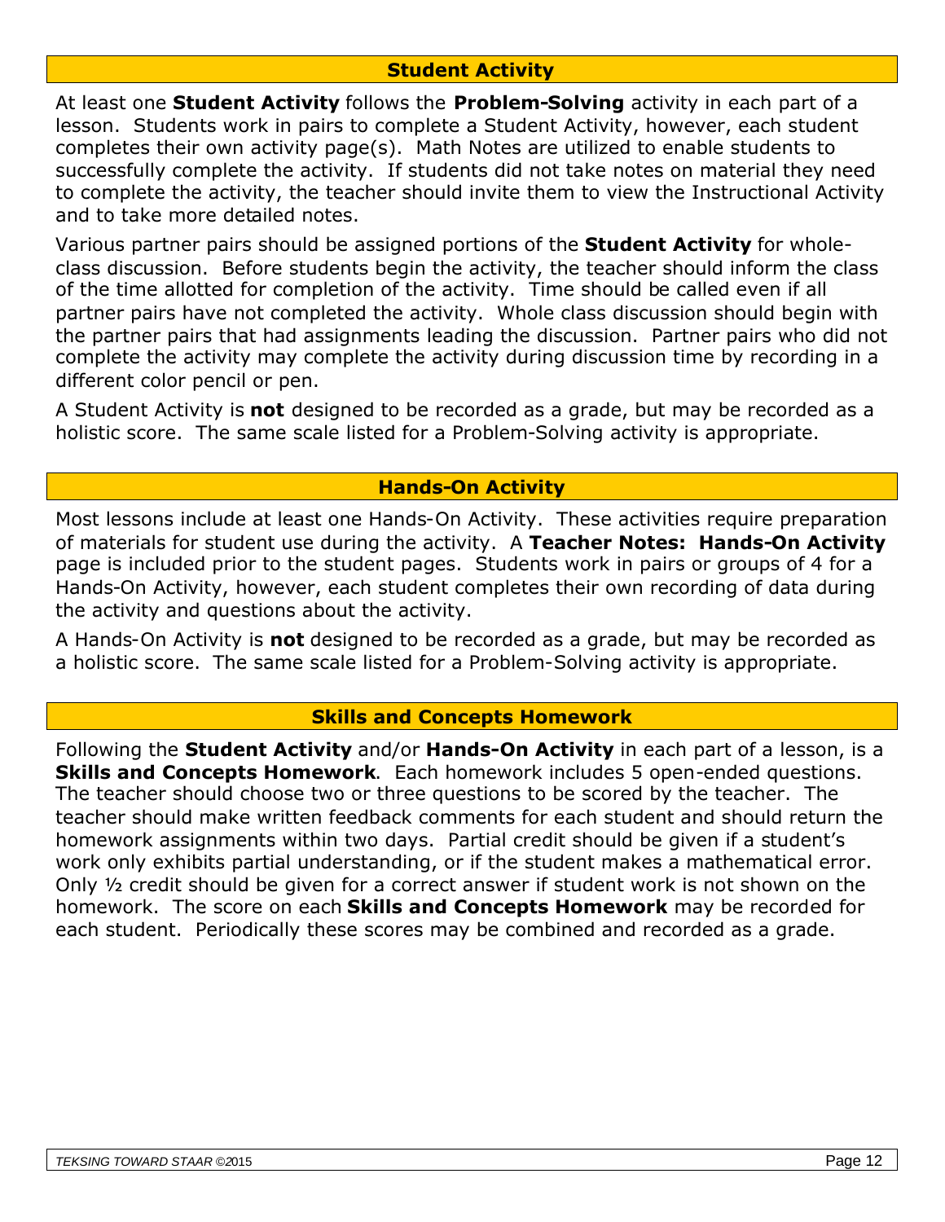## Student Activity

At least one **Student Activity** follows the **Problem-Solving** activity in each part of a lesson. Students work in pairs to complete a Student Activity, however, each student completes their own activity page(s). Math Notes are utilized to enable students to successfully complete the activity. If students did not take notes on material they need to complete the activity, the teacher should invite them to view the Instructional Activity and to take more detailed notes.

Various partner pairs should be assigned portions of the **Student Activity** for whole-class discussion. Before students begin the activity, the teacher should inform the class of the time allotted for completion of the activity. Time should be called even if all partner pairs have not completed the activity. Whole class discussion should begin with the partner pairs that had assignments leading the discussion. Partner pairs who did not complete the activity may complete the activity during discussion time by recording in a different color pencil or pen.

A Student Activity is **not** designed to be recorded as a grade, but may be recorded as a holistic score. The same scale listed for a Problem-Solving activity is appropriate.

## Hands-On Activity

Most lessons include at least one Hands-On Activity. These activities require preparation of materials for student use during the activity. A **Teacher Notes: Hands-On Activity** page is included prior to the student pages. Students work in pairs or groups of 4 for a Hands-On Activity, however, each student completes their own recording of data during the activity and questions about the activity.

A Hands-On Activity is **not** designed to be recorded as a grade, but may be recorded as a holistic score. The same scale listed for a Problem-Solving activity is appropriate.

## Skills and Concepts Homework

Following the **Student Activity** and/or **Hands-On Activity** in each part of a lesson, is a **Skills and Concepts Homework**. Each homework includes 5 open-ended questions. The teacher should choose two or three questions to be scored by the teacher. The teacher should make written feedback comments for each student and should return the homework assignments within two days. Partial credit should be given if a student's work only exhibits partial understanding, or if the student makes a mathematical error. Only ½ credit should be given for a correct answer if student work is not shown on the homework. The score on each **Skills and Concepts Homework** may be recorded for each student. Periodically these scores may be combined and recorded as a grade.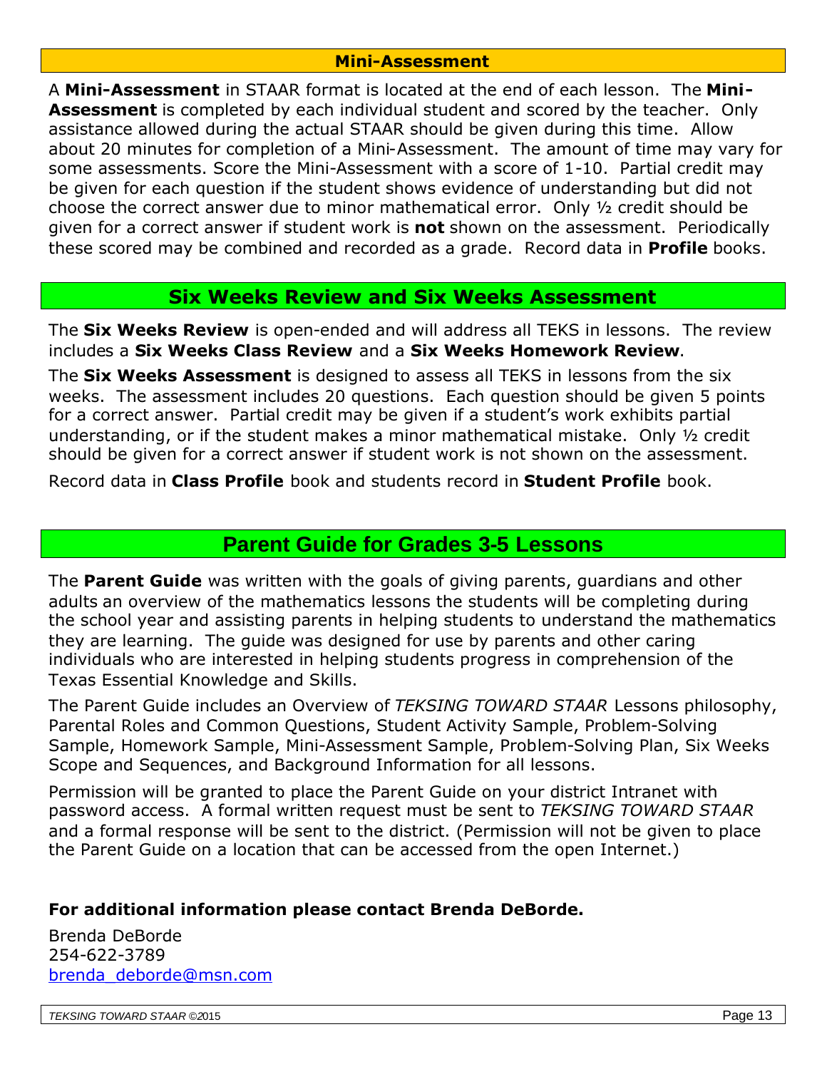## Mini-Assessment

A **Mini-Assessment** in STAAR format is located at the end of each lesson. The **Mini-Assessment** is completed by each individual student and scored by the teacher. Only assistance allowed during the actual STAAR should be given during this time. Allow about 20 minutes for completion of a Mini-Assessment. The amount of time may vary for some assessments. Score the Mini-Assessment with a score of 1-10. Partial credit may be given for each question if the student shows evidence of understanding but did not choose the correct answer due to minor mathematical error. Only ½ credit should be given for a correct answer if student work is **not** shown on the assessment. Periodically these scored may be combined and recorded as a grade. Record data in **Profile** books.

## Six Weeks Review and Six Weeks Assessment

The **Six Weeks Review** is open-ended and will address all TEKS in lessons. The review includes a **Six Weeks Class Review** and a **Six Weeks Homework Review**.

The **Six Weeks Assessment** is designed to assess all TEKS in lessons from the six weeks. The assessment includes 20 questions. Each question should be given 5 points for a correct answer. Partial credit may be given if a student's work exhibits partial understanding, or if the student makes a minor mathematical mistake. Only ½ credit should be given for a correct answer if student work is not shown on the assessment.

Record data in **Class Profile** book and students record in **Student Profile** book.

## Parent Guide for Grades 3-5 Lessons

The **Parent Guide** was written with the goals of giving parents, guardians and other adults an overview of the mathematics lessons the students will be completing during the school year and assisting parents in helping students to understand the mathematics they are learning. The guide was designed for use by parents and other caring individuals who are interested in helping students progress in comprehension of the Texas Essential Knowledge and Skills.

The Parent Guide includes an Overview of *TEKSING TOWARD STAAR* Lessons philosophy, Parental Roles and Common Questions, Student Activity Sample, Problem-Solving Sample, Homework Sample, Mini-Assessment Sample, Problem-Solving Plan, Six Weeks Scope and Sequences, and Background Information for all lessons.

Permission will be granted to place the Parent Guide on your district Intranet with password access. A formal written request must be sent to *TEKSING TOWARD STAAR* and a formal response will be sent to the district. (Permission will not be given to place the Parent Guide on a location that can be accessed from the open Internet.)

**For additional information please contact Brenda DeBorde.**

Brenda DeBorde
254-622-3789
brenda_deborde@msn.com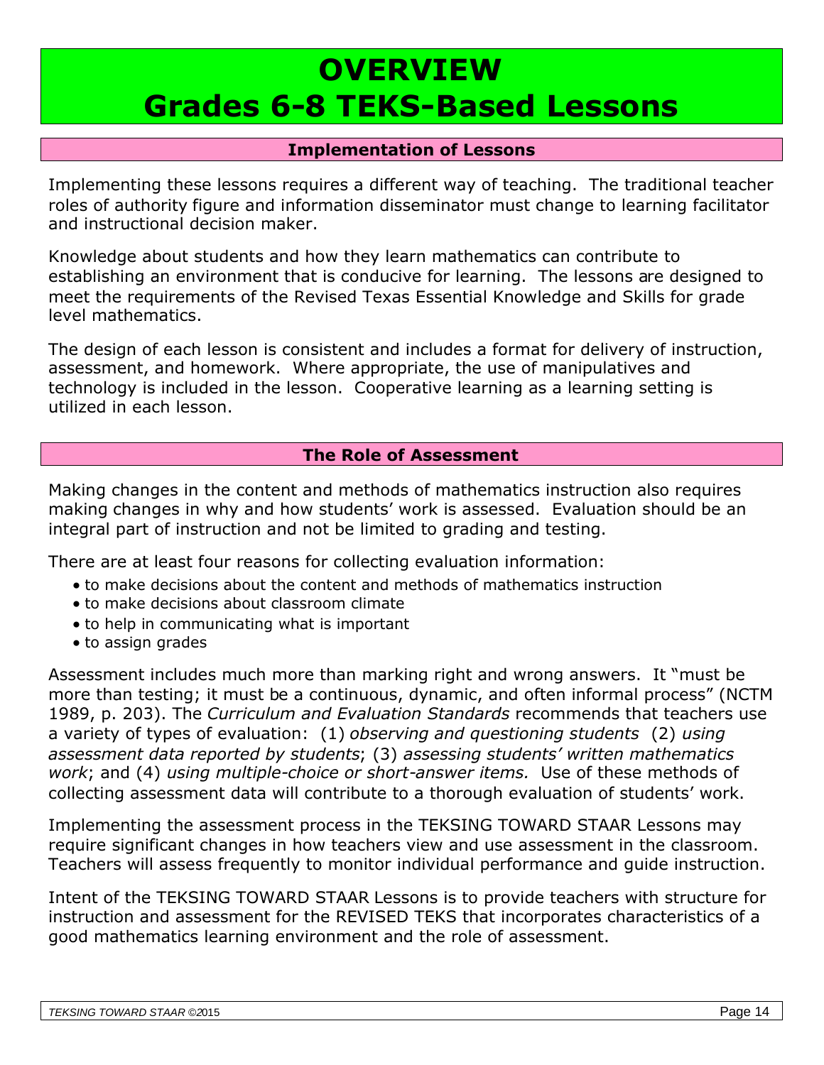# OVERVIEW
# Grades 6-8 TEKS-Based Lessons

## Implementation of Lessons

Implementing these lessons requires a different way of teaching. The traditional teacher roles of authority figure and information disseminator must change to learning facilitator and instructional decision maker.

Knowledge about students and how they learn mathematics can contribute to establishing an environment that is conducive for learning. The lessons are designed to meet the requirements of the Revised Texas Essential Knowledge and Skills for grade level mathematics.

The design of each lesson is consistent and includes a format for delivery of instruction, assessment, and homework. Where appropriate, the use of manipulatives and technology is included in the lesson. Cooperative learning as a learning setting is utilized in each lesson.

## The Role of Assessment

Making changes in the content and methods of mathematics instruction also requires making changes in why and how students' work is assessed. Evaluation should be an integral part of instruction and not be limited to grading and testing.

There are at least four reasons for collecting evaluation information:

- to make decisions about the content and methods of mathematics instruction
- to make decisions about classroom climate
- to help in communicating what is important
- to assign grades

Assessment includes much more than marking right and wrong answers. It "must be more than testing; it must be a continuous, dynamic, and often informal process" (NCTM 1989, p. 203). The *Curriculum and Evaluation Standards* recommends that teachers use a variety of types of evaluation: (1) *observing and questioning students* (2) *using assessment data reported by students*; (3) *assessing students' written mathematics work*; and (4) *using multiple-choice or short-answer items.* Use of these methods of collecting assessment data will contribute to a thorough evaluation of students' work.

Implementing the assessment process in the TEKSING TOWARD STAAR Lessons may require significant changes in how teachers view and use assessment in the classroom. Teachers will assess frequently to monitor individual performance and guide instruction.

Intent of the TEKSING TOWARD STAAR Lessons is to provide teachers with structure for instruction and assessment for the REVISED TEKS that incorporates characteristics of a good mathematics learning environment and the role of assessment.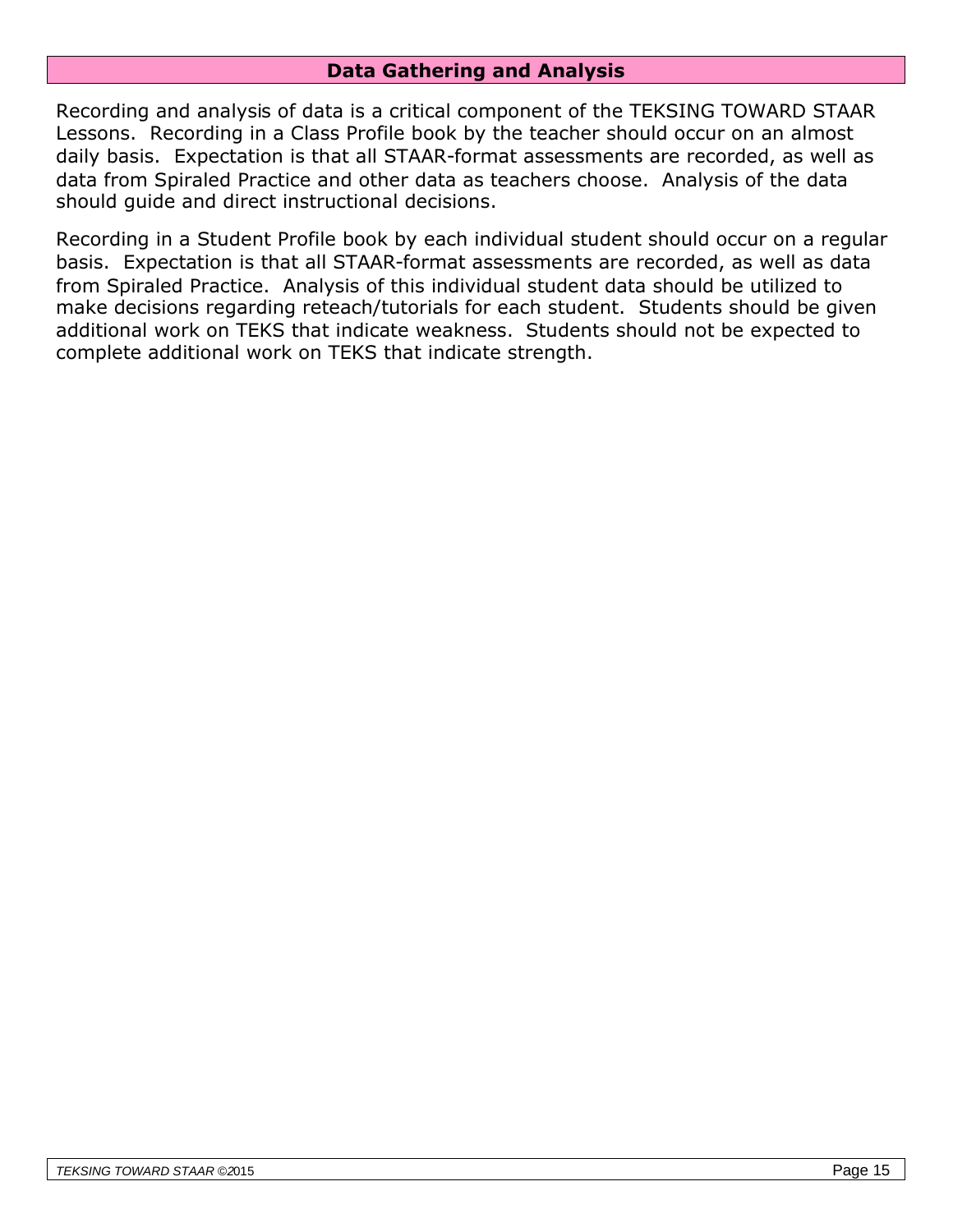## Data Gathering and Analysis

Recording and analysis of data is a critical component of the TEKSING TOWARD STAAR Lessons. Recording in a Class Profile book by the teacher should occur on an almost daily basis. Expectation is that all STAAR-format assessments are recorded, as well as data from Spiraled Practice and other data as teachers choose. Analysis of the data should guide and direct instructional decisions.

Recording in a Student Profile book by each individual student should occur on a regular basis. Expectation is that all STAAR-format assessments are recorded, as well as data from Spiraled Practice. Analysis of this individual student data should be utilized to make decisions regarding reteach/tutorials for each student. Students should be given additional work on TEKS that indicate weakness. Students should not be expected to complete additional work on TEKS that indicate strength.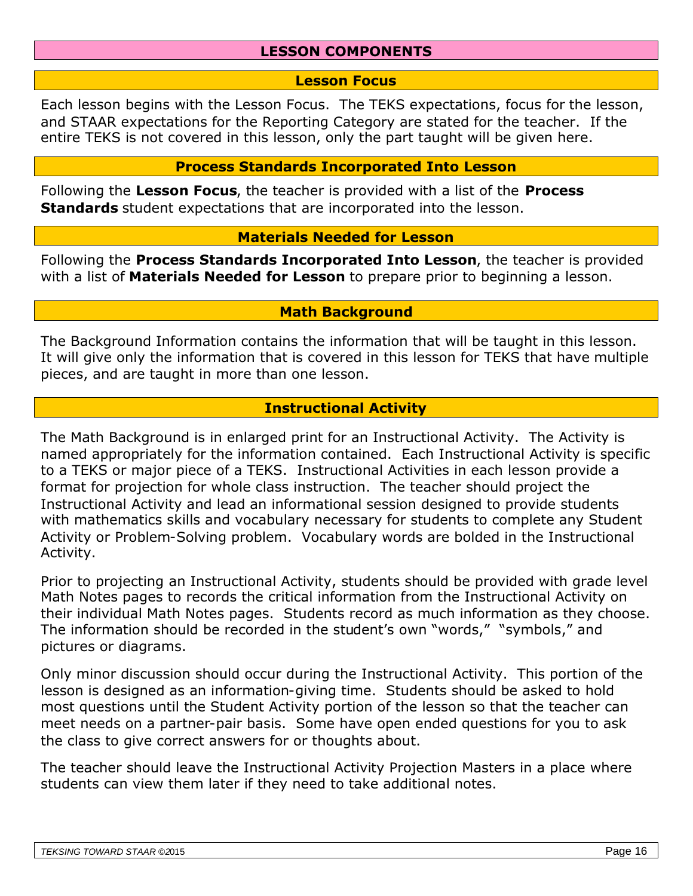# LESSON COMPONENTS

## Lesson Focus

Each lesson begins with the Lesson Focus. The TEKS expectations, focus for the lesson, and STAAR expectations for the Reporting Category are stated for the teacher. If the entire TEKS is not covered in this lesson, only the part taught will be given here.

## Process Standards Incorporated Into Lesson

Following the **Lesson Focus**, the teacher is provided with a list of the **Process Standards** student expectations that are incorporated into the lesson.

## Materials Needed for Lesson

Following the **Process Standards Incorporated Into Lesson**, the teacher is provided with a list of **Materials Needed for Lesson** to prepare prior to beginning a lesson.

## Math Background

The Background Information contains the information that will be taught in this lesson. It will give only the information that is covered in this lesson for TEKS that have multiple pieces, and are taught in more than one lesson.

## Instructional Activity

The Math Background is in enlarged print for an Instructional Activity. The Activity is named appropriately for the information contained. Each Instructional Activity is specific to a TEKS or major piece of a TEKS. Instructional Activities in each lesson provide a format for projection for whole class instruction. The teacher should project the Instructional Activity and lead an informational session designed to provide students with mathematics skills and vocabulary necessary for students to complete any Student Activity or Problem-Solving problem. Vocabulary words are bolded in the Instructional Activity.

Prior to projecting an Instructional Activity, students should be provided with grade level Math Notes pages to records the critical information from the Instructional Activity on their individual Math Notes pages. Students record as much information as they choose. The information should be recorded in the student's own "words," "symbols," and pictures or diagrams.

Only minor discussion should occur during the Instructional Activity. This portion of the lesson is designed as an information-giving time. Students should be asked to hold most questions until the Student Activity portion of the lesson so that the teacher can meet needs on a partner-pair basis. Some have open ended questions for you to ask the class to give correct answers for or thoughts about.

The teacher should leave the Instructional Activity Projection Masters in a place where students can view them later if they need to take additional notes.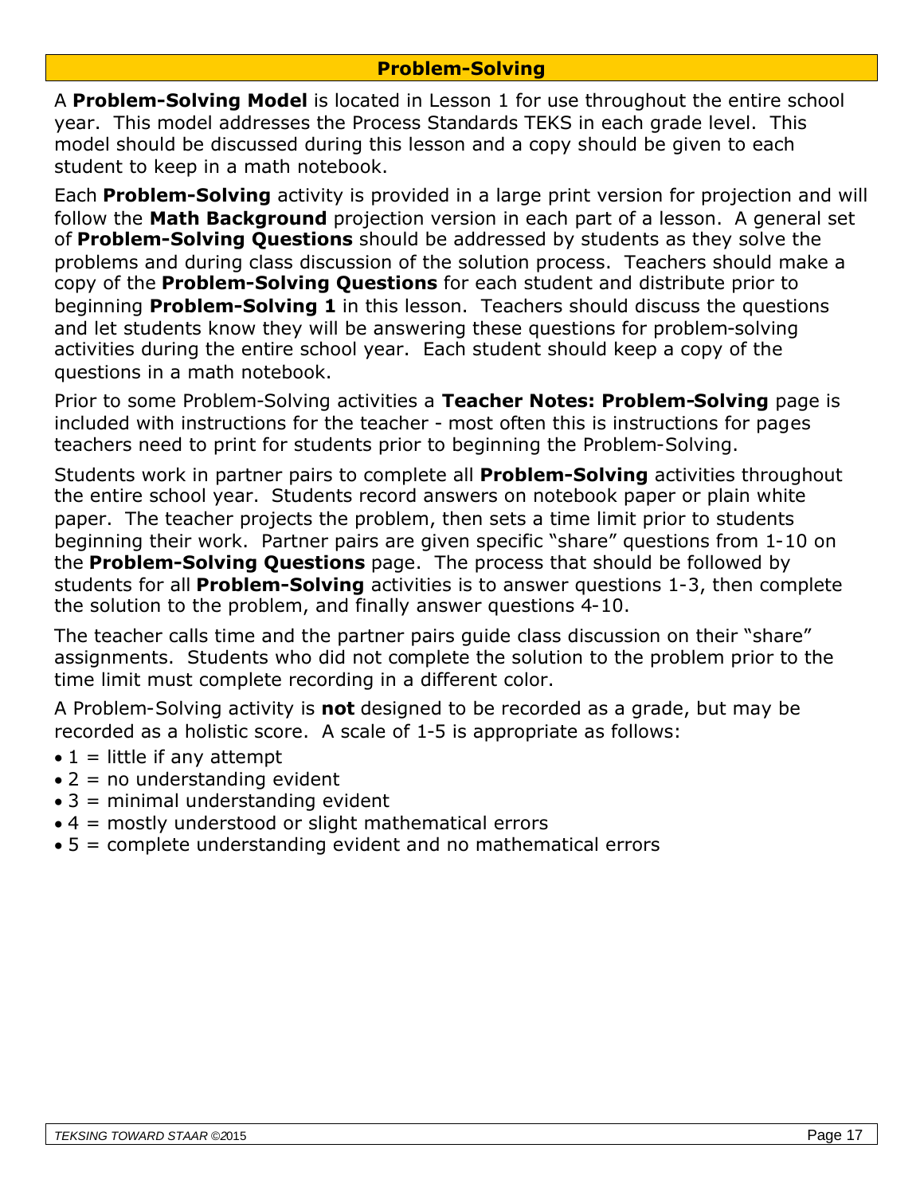## Problem-Solving

A **Problem-Solving Model** is located in Lesson 1 for use throughout the entire school year. This model addresses the Process Standards TEKS in each grade level. This model should be discussed during this lesson and a copy should be given to each student to keep in a math notebook.

Each **Problem-Solving** activity is provided in a large print version for projection and will follow the **Math Background** projection version in each part of a lesson. A general set of **Problem-Solving Questions** should be addressed by students as they solve the problems and during class discussion of the solution process. Teachers should make a copy of the **Problem-Solving Questions** for each student and distribute prior to beginning **Problem-Solving 1** in this lesson. Teachers should discuss the questions and let students know they will be answering these questions for problem-solving activities during the entire school year. Each student should keep a copy of the questions in a math notebook.

Prior to some Problem-Solving activities a **Teacher Notes: Problem-Solving** page is included with instructions for the teacher - most often this is instructions for pages teachers need to print for students prior to beginning the Problem-Solving.

Students work in partner pairs to complete all **Problem-Solving** activities throughout the entire school year. Students record answers on notebook paper or plain white paper. The teacher projects the problem, then sets a time limit prior to students beginning their work. Partner pairs are given specific "share" questions from 1-10 on the **Problem-Solving Questions** page. The process that should be followed by students for all **Problem-Solving** activities is to answer questions 1-3, then complete the solution to the problem, and finally answer questions 4-10.

The teacher calls time and the partner pairs guide class discussion on their "share" assignments. Students who did not complete the solution to the problem prior to the time limit must complete recording in a different color.

A Problem-Solving activity is **not** designed to be recorded as a grade, but may be recorded as a holistic score. A scale of 1-5 is appropriate as follows:

- 1 = little if any attempt
- 2 = no understanding evident
- 3 = minimal understanding evident
- 4 = mostly understood or slight mathematical errors
- 5 = complete understanding evident and no mathematical errors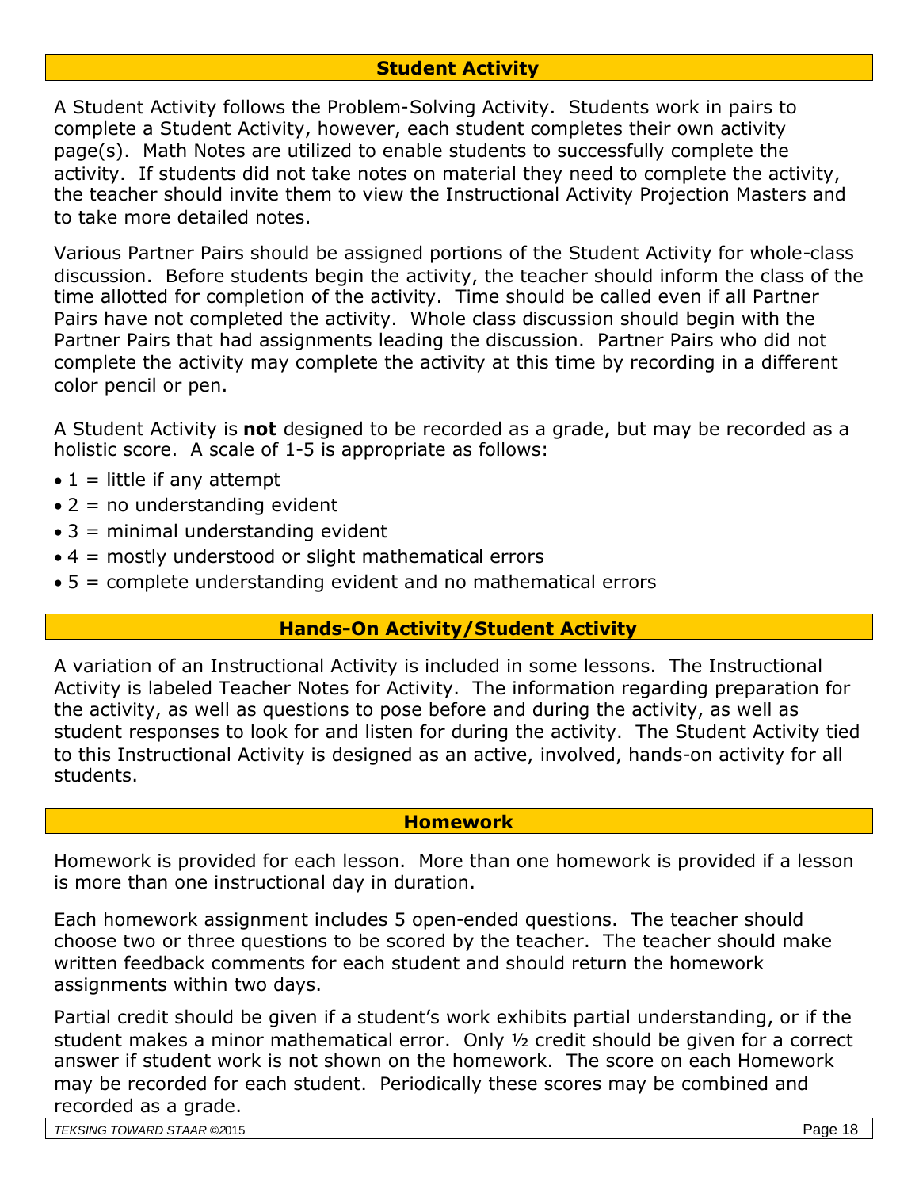## Student Activity

A Student Activity follows the Problem-Solving Activity. Students work in pairs to complete a Student Activity, however, each student completes their own activity page(s). Math Notes are utilized to enable students to successfully complete the activity. If students did not take notes on material they need to complete the activity, the teacher should invite them to view the Instructional Activity Projection Masters and to take more detailed notes.

Various Partner Pairs should be assigned portions of the Student Activity for whole-class discussion. Before students begin the activity, the teacher should inform the class of the time allotted for completion of the activity. Time should be called even if all Partner Pairs have not completed the activity. Whole class discussion should begin with the Partner Pairs that had assignments leading the discussion. Partner Pairs who did not complete the activity may complete the activity at this time by recording in a different color pencil or pen.

A Student Activity is **not** designed to be recorded as a grade, but may be recorded as a holistic score. A scale of 1-5 is appropriate as follows:

- 1 = little if any attempt
- 2 = no understanding evident
- 3 = minimal understanding evident
- 4 = mostly understood or slight mathematical errors
- 5 = complete understanding evident and no mathematical errors

## Hands-On Activity/Student Activity

A variation of an Instructional Activity is included in some lessons. The Instructional Activity is labeled Teacher Notes for Activity. The information regarding preparation for the activity, as well as questions to pose before and during the activity, as well as student responses to look for and listen for during the activity. The Student Activity tied to this Instructional Activity is designed as an active, involved, hands-on activity for all students.

## Homework

Homework is provided for each lesson. More than one homework is provided if a lesson is more than one instructional day in duration.

Each homework assignment includes 5 open-ended questions. The teacher should choose two or three questions to be scored by the teacher. The teacher should make written feedback comments for each student and should return the homework assignments within two days.

Partial credit should be given if a student's work exhibits partial understanding, or if the student makes a minor mathematical error. Only ½ credit should be given for a correct answer if student work is not shown on the homework. The score on each Homework may be recorded for each student. Periodically these scores may be combined and recorded as a grade.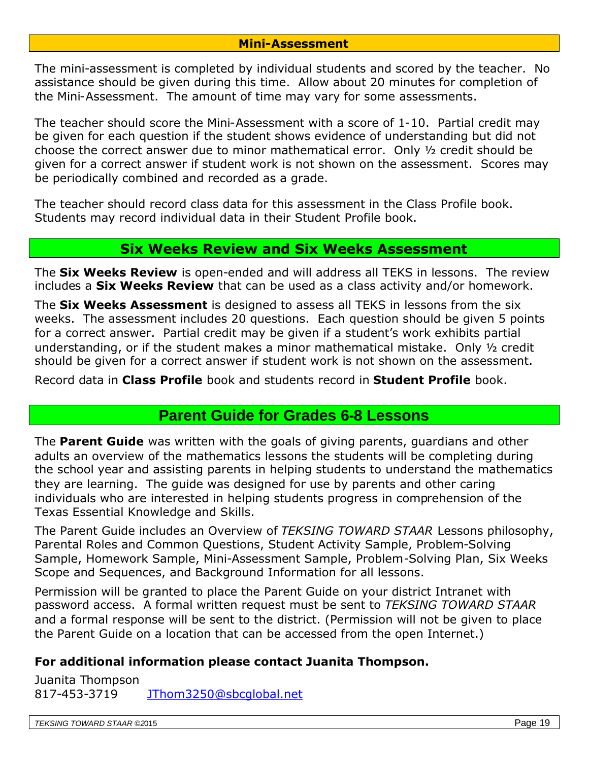## Mini-Assessment

The mini-assessment is completed by individual students and scored by the teacher. No assistance should be given during this time. Allow about 20 minutes for completion of the Mini-Assessment. The amount of time may vary for some assessments.

The teacher should score the Mini-Assessment with a score of 1-10. Partial credit may be given for each question if the student shows evidence of understanding but did not choose the correct answer due to minor mathematical error. Only ½ credit should be given for a correct answer if student work is not shown on the assessment. Scores may be periodically combined and recorded as a grade.

The teacher should record class data for this assessment in the Class Profile book. Students may record individual data in their Student Profile book.

## Six Weeks Review and Six Weeks Assessment

The **Six Weeks Review** is open-ended and will address all TEKS in lessons. The review includes a **Six Weeks Review** that can be used as a class activity and/or homework.

The **Six Weeks Assessment** is designed to assess all TEKS in lessons from the six weeks. The assessment includes 20 questions. Each question should be given 5 points for a correct answer. Partial credit may be given if a student's work exhibits partial understanding, or if the student makes a minor mathematical mistake. Only ½ credit should be given for a correct answer if student work is not shown on the assessment.

Record data in **Class Profile** book and students record in **Student Profile** book.

## Parent Guide for Grades 6-8 Lessons

The **Parent Guide** was written with the goals of giving parents, guardians and other adults an overview of the mathematics lessons the students will be completing during the school year and assisting parents in helping students to understand the mathematics they are learning. The guide was designed for use by parents and other caring individuals who are interested in helping students progress in comprehension of the Texas Essential Knowledge and Skills.

The Parent Guide includes an Overview of *TEKSING TOWARD STAAR* Lessons philosophy, Parental Roles and Common Questions, Student Activity Sample, Problem-Solving Sample, Homework Sample, Mini-Assessment Sample, Problem-Solving Plan, Six Weeks Scope and Sequences, and Background Information for all lessons.

Permission will be granted to place the Parent Guide on your district Intranet with password access. A formal written request must be sent to *TEKSING TOWARD STAAR* and a formal response will be sent to the district. (Permission will not be given to place the Parent Guide on a location that can be accessed from the open Internet.)

**For additional information please contact Juanita Thompson.**

Juanita Thompson
817-453-3719 JThom3250@sbcglobal.net